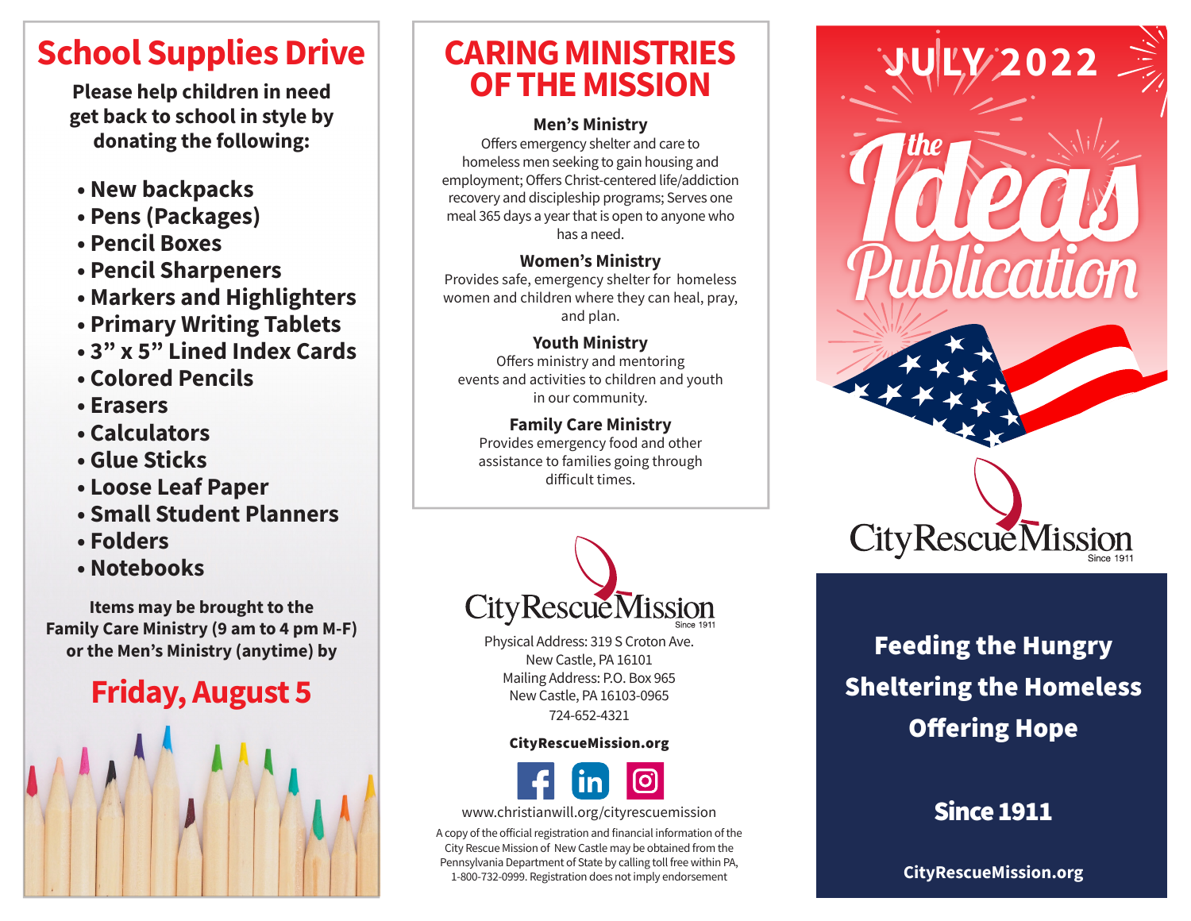## School Supplies Drive

**Please help children in need get back to school in style by donating the following:**

- **New backpacks**
- **Pens (Packages)**
- **Pencil Boxes**
- **Pencil Sharpeners**
- **Markers and Highlighters**
- **Primary Writing Tablets**
- **3" x 5" Lined Index Cards**
- **Colored Pencils**
- **Erasers**
- **Calculators**
- **Glue Sticks**
- **Loose Leaf Paper**
- **Small Student Planners**
- **Folders**
- **Notebooks**

**Items may be brought to the Family Care Ministry (9 am to 4 pm M-F) or the Men's Ministry (anytime) by**

## Friday, August 5

## CARING MINISTRIES OF THE MISSION

**Men's Ministry**
Offers emergency shelter and care to homeless men seeking to gain housing and employment; Offers Christ-centered life/addiction recovery and discipleship programs; Serves one meal 365 days a year that is open to anyone who has a need.

**Women's Ministry**
Provides safe, emergency shelter for homeless women and children where they can heal, pray, and plan.

**Youth Ministry**
Offers ministry and mentoring events and activities to children and youth in our community.

**Family Care Ministry**
Provides emergency food and other assistance to families going through difficult times.

CityRescueMission
Since 1911

Physical Address: 319 S Croton Ave.
New Castle, PA 16101
Mailing Address: P.O. Box 965
New Castle, PA 16103-0965
724-652-4321

**CityRescueMission.org**

www.christianwill.org/cityrescuemission

A copy of the official registration and financial information of the City Rescue Mission of New Castle may be obtained from the Pennsylvania Department of State by calling toll free within PA, 1-800-732-0999. Registration does not imply endorsement

# JULY 2022

# the Ideas Publication

CityRescueMission
Since 1911

**Feeding the Hungry**
**Sheltering the Homeless**
**Offering Hope**

**Since 1911**

**CityRescueMission.org**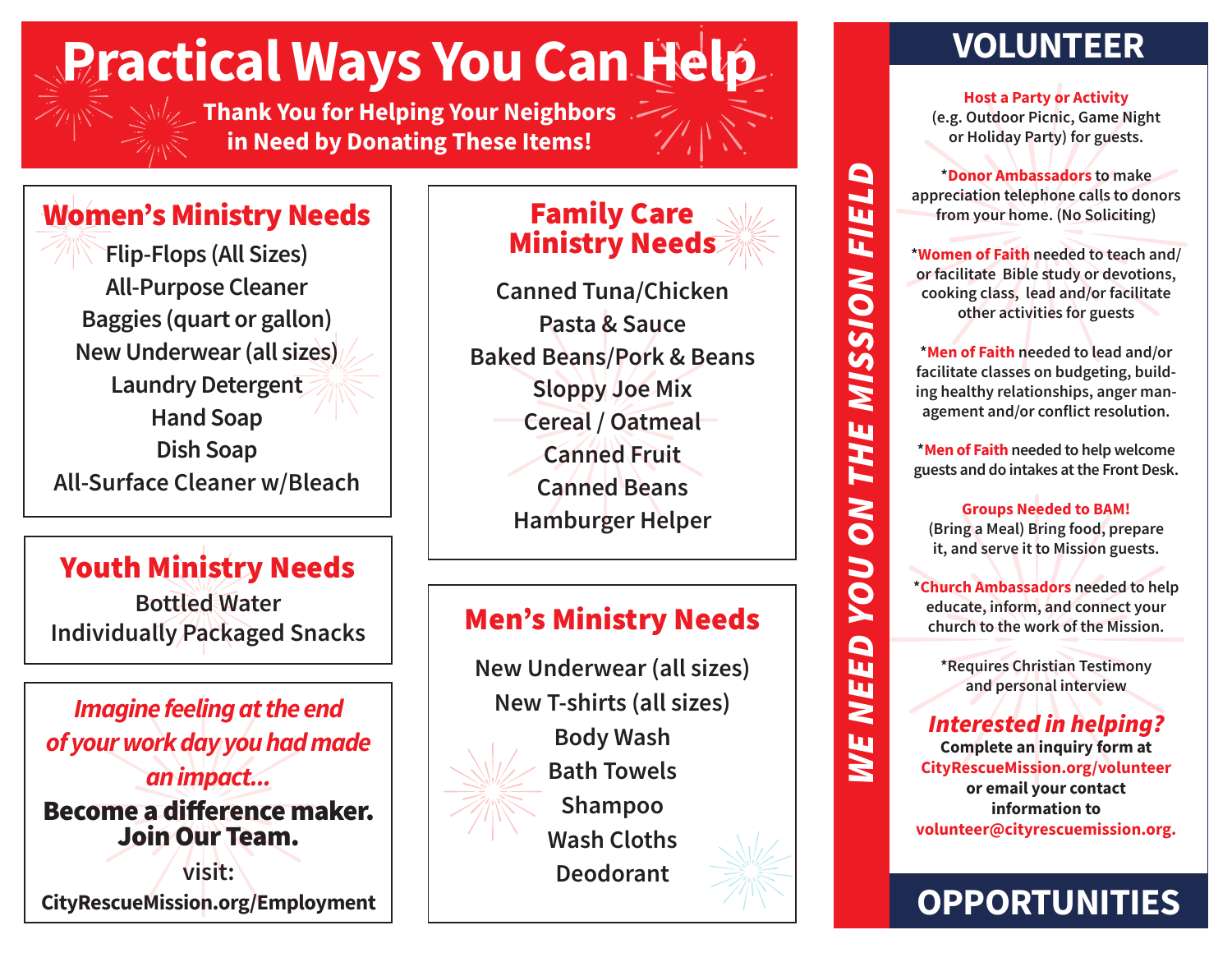# Practical Ways You Can Help

**Thank You for Helping Your Neighbors in Need by Donating These Items!**

## Women's Ministry Needs

Flip-Flops (All Sizes)
All-Purpose Cleaner
Baggies (quart or gallon)
New Underwear (all sizes)
Laundry Detergent
Hand Soap
Dish Soap
All-Surface Cleaner w/Bleach

## Youth Ministry Needs

Bottled Water
Individually Packaged Snacks

*Imagine feeling at the end of your work day you had made an impact...*

**Become a difference maker. Join Our Team.**

visit:
**CityRescueMission.org/Employment**

## Family Care Ministry Needs

Canned Tuna/Chicken
Pasta & Sauce
Baked Beans/Pork & Beans
Sloppy Joe Mix
Cereal / Oatmeal
Canned Fruit
Canned Beans
Hamburger Helper

## Men's Ministry Needs

New Underwear (all sizes)
New T-shirts (all sizes)
Body Wash
Bath Towels
Shampoo
Wash Cloths
Deodorant

# WE NEED YOU ON THE MISSION FIELD

## VOLUNTEER

**Host a Party or Activity** (e.g. Outdoor Picnic, Game Night or Holiday Party) for guests.

***Donor Ambassadors** to make appreciation telephone calls to donors from your home. (No Soliciting)

***Women of Faith** needed to teach and/or facilitate Bible study or devotions, cooking class, lead and/or facilitate other activities for guests

***Men of Faith** needed to lead and/or facilitate classes on budgeting, building healthy relationships, anger management and/or conflict resolution.

***Men of Faith** needed to help welcome guests and do intakes at the Front Desk.

**Groups Needed to BAM!** (Bring a Meal) Bring food, prepare it, and serve it to Mission guests.

***Church Ambassadors** needed to help educate, inform, and connect your church to the work of the Mission.

*Requires Christian Testimony and personal interview

***Interested in helping?***
**Complete an inquiry form at CityRescueMission.org/volunteer or email your contact information to volunteer@cityrescuemission.org.**

## OPPORTUNITIES